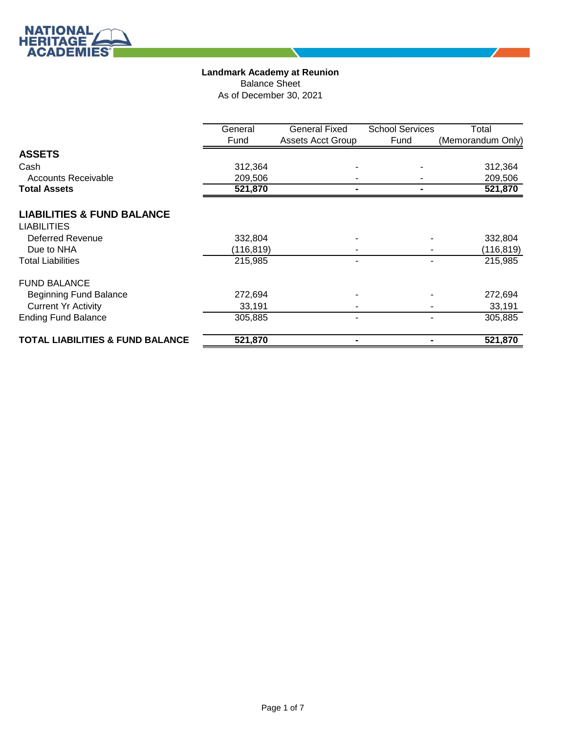**Landmark Academy at Reunion**

Balance Sheet

As of December 30, 2021

| | General Fund | General Fixed Assets Acct Group | School Services Fund | Total (Memorandum Only) |
|---|---|---|---|---|
| **ASSETS** | | | | |
| Cash | 312,364 | - | - | 312,364 |
| Accounts Receivable | 209,506 | - | - | 209,506 |
| **Total Assets** | **521,870** | **-** | **-** | **521,870** |
| | | | | |
| **LIABILITIES & FUND BALANCE** | | | | |
| LIABILITIES | | | | |
| Deferred Revenue | 332,804 | - | - | 332,804 |
| Due to NHA | (116,819) | - | - | (116,819) |
| Total Liabilities | 215,985 | - | - | 215,985 |
| | | | | |
| FUND BALANCE | | | | |
| Beginning Fund Balance | 272,694 | - | - | 272,694 |
| Current Yr Activity | 33,191 | - | - | 33,191 |
| Ending Fund Balance | 305,885 | - | - | 305,885 |
| | | | | |
| **TOTAL LIABILITIES & FUND BALANCE** | **521,870** | **-** | **-** | **521,870** |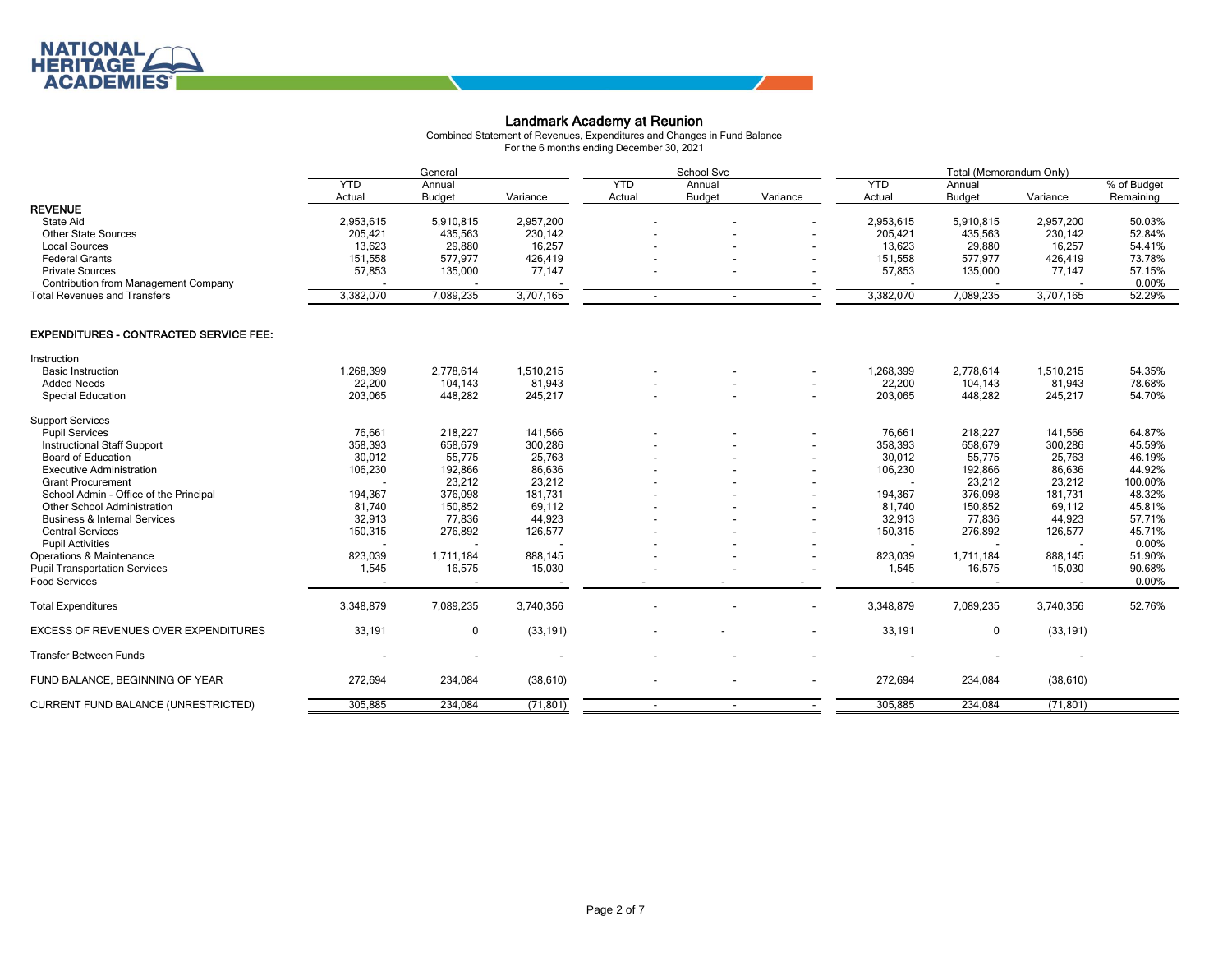## Landmark Academy at Reunion

Combined Statement of Revenues, Expenditures and Changes in Fund Balance
For the 6 months ending December 30, 2021

| | General | | | School Svc | | | Total (Memorandum Only) | | | |
|---|---|---|---|---|---|---|---|---|---|---|
| | YTD Actual | Annual Budget | Variance | YTD Actual | Annual Budget | Variance | YTD Actual | Annual Budget | Variance | % of Budget Remaining |
| **REVENUE** | | | | | | | | | | |
| State Aid | 2,953,615 | 5,910,815 | 2,957,200 | - | - | - | 2,953,615 | 5,910,815 | 2,957,200 | 50.03% |
| Other State Sources | 205,421 | 435,563 | 230,142 | - | - | - | 205,421 | 435,563 | 230,142 | 52.84% |
| Local Sources | 13,623 | 29,880 | 16,257 | - | - | - | 13,623 | 29,880 | 16,257 | 54.41% |
| Federal Grants | 151,558 | 577,977 | 426,419 | - | - | - | 151,558 | 577,977 | 426,419 | 73.78% |
| Private Sources | 57,853 | 135,000 | 77,147 | - | - | - | 57,853 | 135,000 | 77,147 | 57.15% |
| Contribution from Management Company | - | - | - | | | - | - | - | - | 0.00% |
| Total Revenues and Transfers | 3,382,070 | 7,089,235 | 3,707,165 | - | - | - | 3,382,070 | 7,089,235 | 3,707,165 | 52.29% |
| | | | | | | | | | | |
| **EXPENDITURES - CONTRACTED SERVICE FEE:** | | | | | | | | | | |
| Instruction | | | | | | | | | | |
| Basic Instruction | 1,268,399 | 2,778,614 | 1,510,215 | - | - | - | 1,268,399 | 2,778,614 | 1,510,215 | 54.35% |
| Added Needs | 22,200 | 104,143 | 81,943 | - | - | - | 22,200 | 104,143 | 81,943 | 78.68% |
| Special Education | 203,065 | 448,282 | 245,217 | - | - | - | 203,065 | 448,282 | 245,217 | 54.70% |
| Support Services | | | | | | | | | | |
| Pupil Services | 76,661 | 218,227 | 141,566 | - | - | - | 76,661 | 218,227 | 141,566 | 64.87% |
| Instructional Staff Support | 358,393 | 658,679 | 300,286 | - | - | - | 358,393 | 658,679 | 300,286 | 45.59% |
| Board of Education | 30,012 | 55,775 | 25,763 | - | - | - | 30,012 | 55,775 | 25,763 | 46.19% |
| Executive Administration | 106,230 | 192,866 | 86,636 | - | - | - | 106,230 | 192,866 | 86,636 | 44.92% |
| Grant Procurement | - | 23,212 | 23,212 | - | - | - | - | 23,212 | 23,212 | 100.00% |
| School Admin - Office of the Principal | 194,367 | 376,098 | 181,731 | - | - | - | 194,367 | 376,098 | 181,731 | 48.32% |
| Other School Administration | 81,740 | 150,852 | 69,112 | - | - | - | 81,740 | 150,852 | 69,112 | 45.81% |
| Business & Internal Services | 32,913 | 77,836 | 44,923 | - | - | - | 32,913 | 77,836 | 44,923 | 57.71% |
| Central Services | 150,315 | 276,892 | 126,577 | - | - | - | 150,315 | 276,892 | 126,577 | 45.71% |
| Pupil Activities | - | - | - | - | - | - | - | - | - | 0.00% |
| Operations & Maintenance | 823,039 | 1,711,184 | 888,145 | - | - | - | 823,039 | 1,711,184 | 888,145 | 51.90% |
| Pupil Transportation Services | 1,545 | 16,575 | 15,030 | - | - | - | 1,545 | 16,575 | 15,030 | 90.68% |
| Food Services | - | - | - | - | - | - | - | - | - | 0.00% |
| Total Expenditures | 3,348,879 | 7,089,235 | 3,740,356 | - | - | - | 3,348,879 | 7,089,235 | 3,740,356 | 52.76% |
| EXCESS OF REVENUES OVER EXPENDITURES | 33,191 | 0 | (33,191) | - | - | - | 33,191 | 0 | (33,191) | |
| Transfer Between Funds | - | - | - | - | - | - | - | - | - | |
| FUND BALANCE, BEGINNING OF YEAR | 272,694 | 234,084 | (38,610) | - | - | - | 272,694 | 234,084 | (38,610) | |
| CURRENT FUND BALANCE (UNRESTRICTED) | 305,885 | 234,084 | (71,801) | - | - | - | 305,885 | 234,084 | (71,801) | |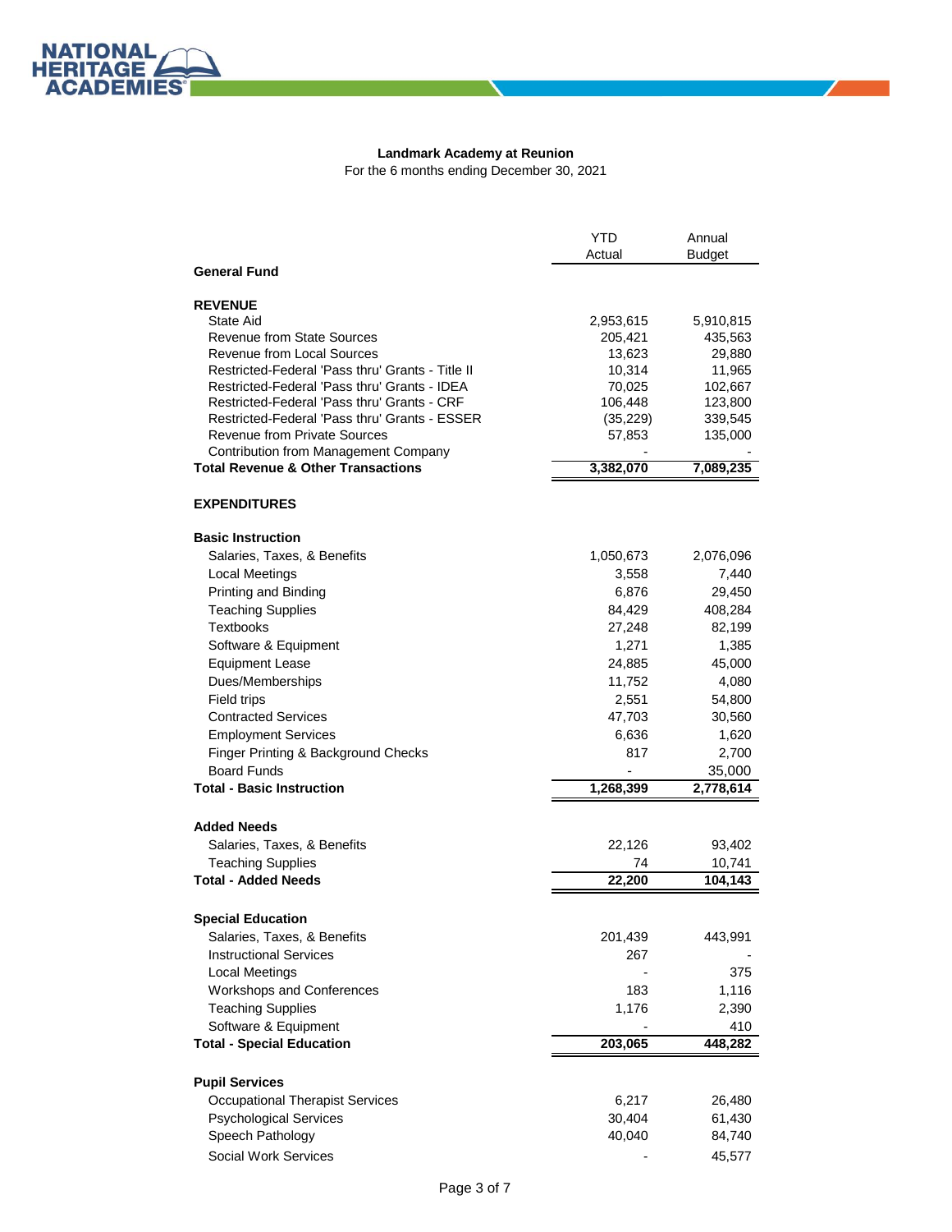**Landmark Academy at Reunion**

For the 6 months ending December 30, 2021

| | YTD Actual | Annual Budget |
|---|---|---|
| **General Fund** | | |
| **REVENUE** | | |
| State Aid | 2,953,615 | 5,910,815 |
| Revenue from State Sources | 205,421 | 435,563 |
| Revenue from Local Sources | 13,623 | 29,880 |
| Restricted-Federal 'Pass thru' Grants - Title II | 10,314 | 11,965 |
| Restricted-Federal 'Pass thru' Grants - IDEA | 70,025 | 102,667 |
| Restricted-Federal 'Pass thru' Grants - CRF | 106,448 | 123,800 |
| Restricted-Federal 'Pass thru' Grants - ESSER | (35,229) | 339,545 |
| Revenue from Private Sources | 57,853 | 135,000 |
| Contribution from Management Company | - | - |
| **Total Revenue & Other Transactions** | **3,382,070** | **7,089,235** |
| **EXPENDITURES** | | |
| **Basic Instruction** | | |
| Salaries, Taxes, & Benefits | 1,050,673 | 2,076,096 |
| Local Meetings | 3,558 | 7,440 |
| Printing and Binding | 6,876 | 29,450 |
| Teaching Supplies | 84,429 | 408,284 |
| Textbooks | 27,248 | 82,199 |
| Software & Equipment | 1,271 | 1,385 |
| Equipment Lease | 24,885 | 45,000 |
| Dues/Memberships | 11,752 | 4,080 |
| Field trips | 2,551 | 54,800 |
| Contracted Services | 47,703 | 30,560 |
| Employment Services | 6,636 | 1,620 |
| Finger Printing & Background Checks | 817 | 2,700 |
| Board Funds | - | 35,000 |
| **Total - Basic Instruction** | **1,268,399** | **2,778,614** |
| **Added Needs** | | |
| Salaries, Taxes, & Benefits | 22,126 | 93,402 |
| Teaching Supplies | 74 | 10,741 |
| **Total - Added Needs** | **22,200** | **104,143** |
| **Special Education** | | |
| Salaries, Taxes, & Benefits | 201,439 | 443,991 |
| Instructional Services | 267 | - |
| Local Meetings | - | 375 |
| Workshops and Conferences | 183 | 1,116 |
| Teaching Supplies | 1,176 | 2,390 |
| Software & Equipment | - | 410 |
| **Total - Special Education** | **203,065** | **448,282** |
| **Pupil Services** | | |
| Occupational Therapist Services | 6,217 | 26,480 |
| Psychological Services | 30,404 | 61,430 |
| Speech Pathology | 40,040 | 84,740 |
| Social Work Services | - | 45,577 |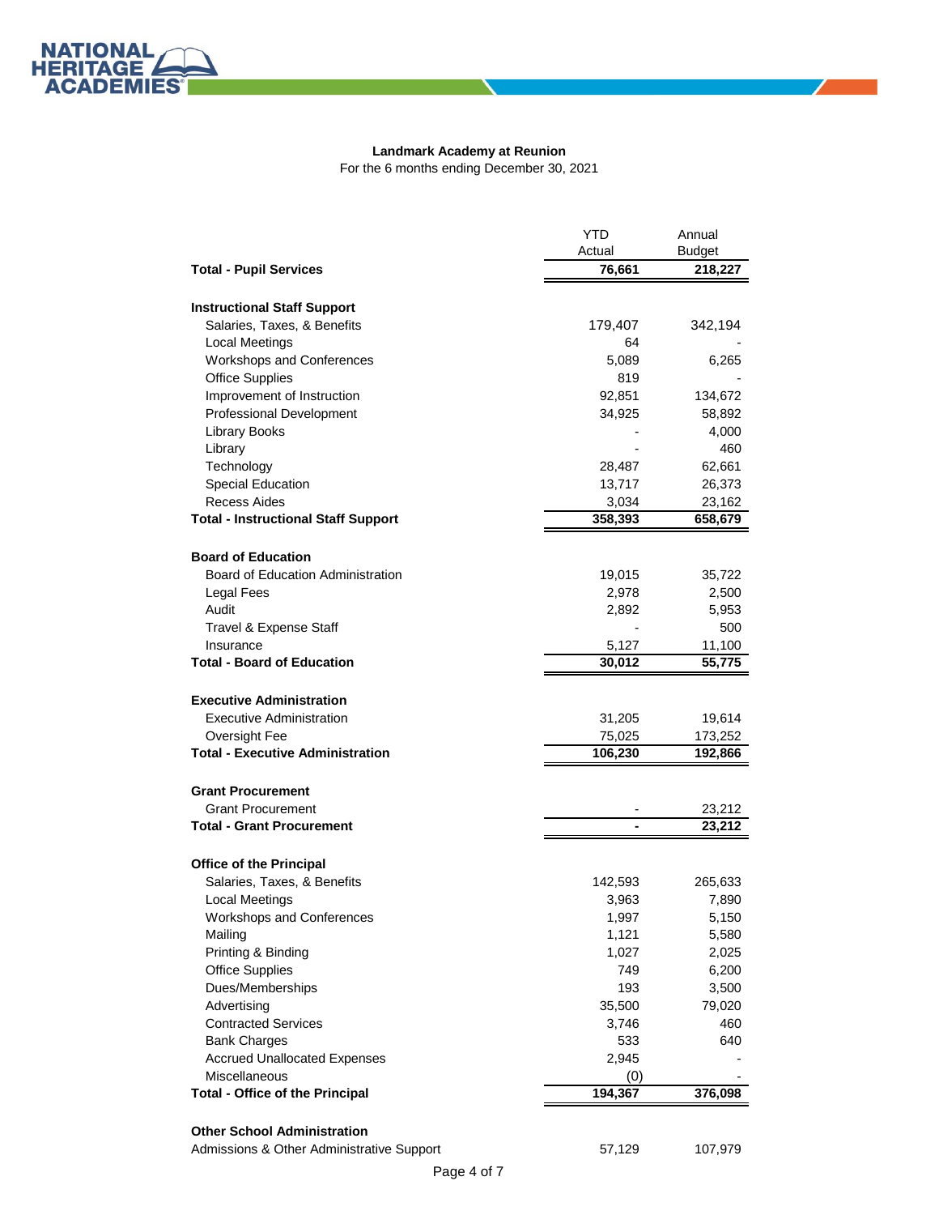**Landmark Academy at Reunion**

For the 6 months ending December 30, 2021

| | YTD Actual | Annual Budget |
|---|---|---|
| **Total - Pupil Services** | **76,661** | **218,227** |
| | | |
| **Instructional Staff Support** | | |
| Salaries, Taxes, & Benefits | 179,407 | 342,194 |
| Local Meetings | 64 | - |
| Workshops and Conferences | 5,089 | 6,265 |
| Office Supplies | 819 | - |
| Improvement of Instruction | 92,851 | 134,672 |
| Professional Development | 34,925 | 58,892 |
| Library Books | - | 4,000 |
| Library | - | 460 |
| Technology | 28,487 | 62,661 |
| Special Education | 13,717 | 26,373 |
| Recess Aides | 3,034 | 23,162 |
| **Total - Instructional Staff Support** | **358,393** | **658,679** |
| | | |
| **Board of Education** | | |
| Board of Education Administration | 19,015 | 35,722 |
| Legal Fees | 2,978 | 2,500 |
| Audit | 2,892 | 5,953 |
| Travel & Expense Staff | - | 500 |
| Insurance | 5,127 | 11,100 |
| **Total - Board of Education** | **30,012** | **55,775** |
| | | |
| **Executive Administration** | | |
| Executive Administration | 31,205 | 19,614 |
| Oversight Fee | 75,025 | 173,252 |
| **Total - Executive Administration** | **106,230** | **192,866** |
| | | |
| **Grant Procurement** | | |
| Grant Procurement | - | 23,212 |
| **Total - Grant Procurement** | **-** | **23,212** |
| | | |
| **Office of the Principal** | | |
| Salaries, Taxes, & Benefits | 142,593 | 265,633 |
| Local Meetings | 3,963 | 7,890 |
| Workshops and Conferences | 1,997 | 5,150 |
| Mailing | 1,121 | 5,580 |
| Printing & Binding | 1,027 | 2,025 |
| Office Supplies | 749 | 6,200 |
| Dues/Memberships | 193 | 3,500 |
| Advertising | 35,500 | 79,020 |
| Contracted Services | 3,746 | 460 |
| Bank Charges | 533 | 640 |
| Accrued Unallocated Expenses | 2,945 | - |
| Miscellaneous | (0) | - |
| **Total - Office of the Principal** | **194,367** | **376,098** |
| | | |
| **Other School Administration** | | |
| Admissions & Other Administrative Support | 57,129 | 107,979 |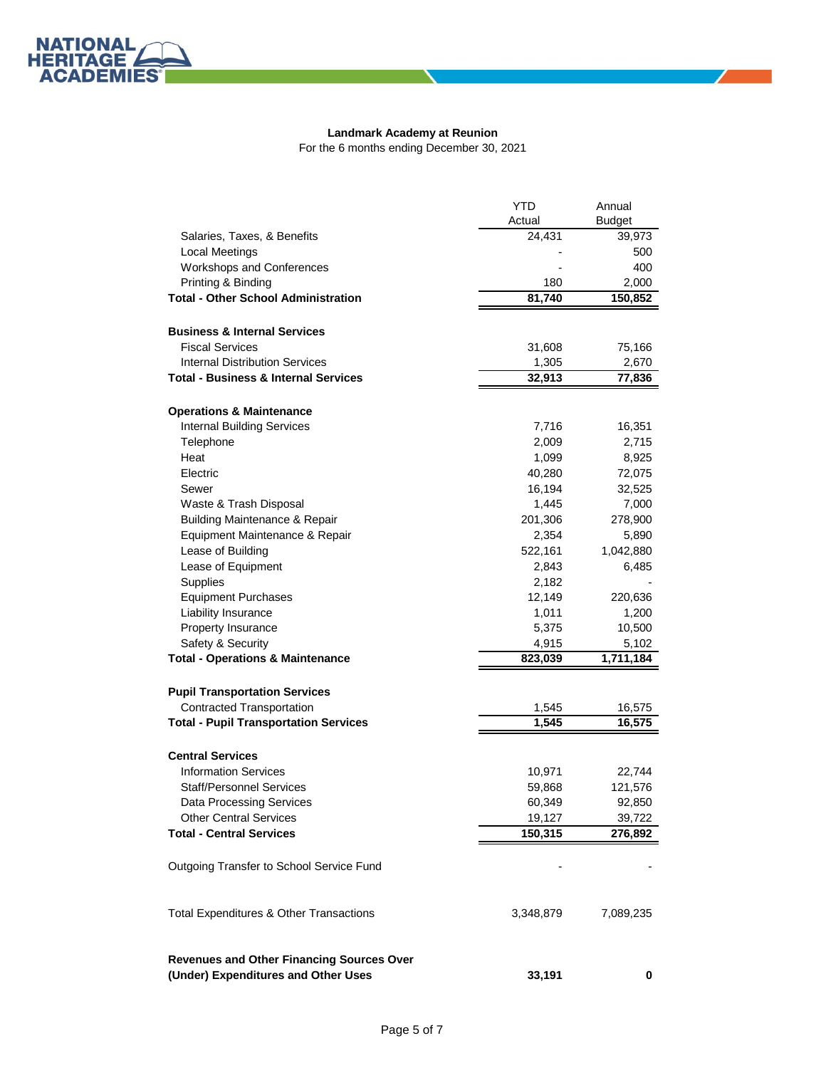**Landmark Academy at Reunion**

For the 6 months ending December 30, 2021

| | YTD Actual | Annual Budget |
|---|---|---|
| Salaries, Taxes, & Benefits | 24,431 | 39,973 |
| Local Meetings | - | 500 |
| Workshops and Conferences | - | 400 |
| Printing & Binding | 180 | 2,000 |
| **Total - Other School Administration** | **81,740** | **150,852** |
| | | |
| **Business & Internal Services** | | |
| Fiscal Services | 31,608 | 75,166 |
| Internal Distribution Services | 1,305 | 2,670 |
| **Total - Business & Internal Services** | **32,913** | **77,836** |
| | | |
| **Operations & Maintenance** | | |
| Internal Building Services | 7,716 | 16,351 |
| Telephone | 2,009 | 2,715 |
| Heat | 1,099 | 8,925 |
| Electric | 40,280 | 72,075 |
| Sewer | 16,194 | 32,525 |
| Waste & Trash Disposal | 1,445 | 7,000 |
| Building Maintenance & Repair | 201,306 | 278,900 |
| Equipment Maintenance & Repair | 2,354 | 5,890 |
| Lease of Building | 522,161 | 1,042,880 |
| Lease of Equipment | 2,843 | 6,485 |
| Supplies | 2,182 | - |
| Equipment Purchases | 12,149 | 220,636 |
| Liability Insurance | 1,011 | 1,200 |
| Property Insurance | 5,375 | 10,500 |
| Safety & Security | 4,915 | 5,102 |
| **Total - Operations & Maintenance** | **823,039** | **1,711,184** |
| | | |
| **Pupil Transportation Services** | | |
| Contracted Transportation | 1,545 | 16,575 |
| **Total - Pupil Transportation Services** | **1,545** | **16,575** |
| | | |
| **Central Services** | | |
| Information Services | 10,971 | 22,744 |
| Staff/Personnel Services | 59,868 | 121,576 |
| Data Processing Services | 60,349 | 92,850 |
| Other Central Services | 19,127 | 39,722 |
| **Total - Central Services** | **150,315** | **276,892** |
| | | |
| Outgoing Transfer to School Service Fund | - | - |
| | | |
| Total Expenditures & Other Transactions | 3,348,879 | 7,089,235 |
| | | |
| **Revenues and Other Financing Sources Over (Under) Expenditures and Other Uses** | **33,191** | **0** |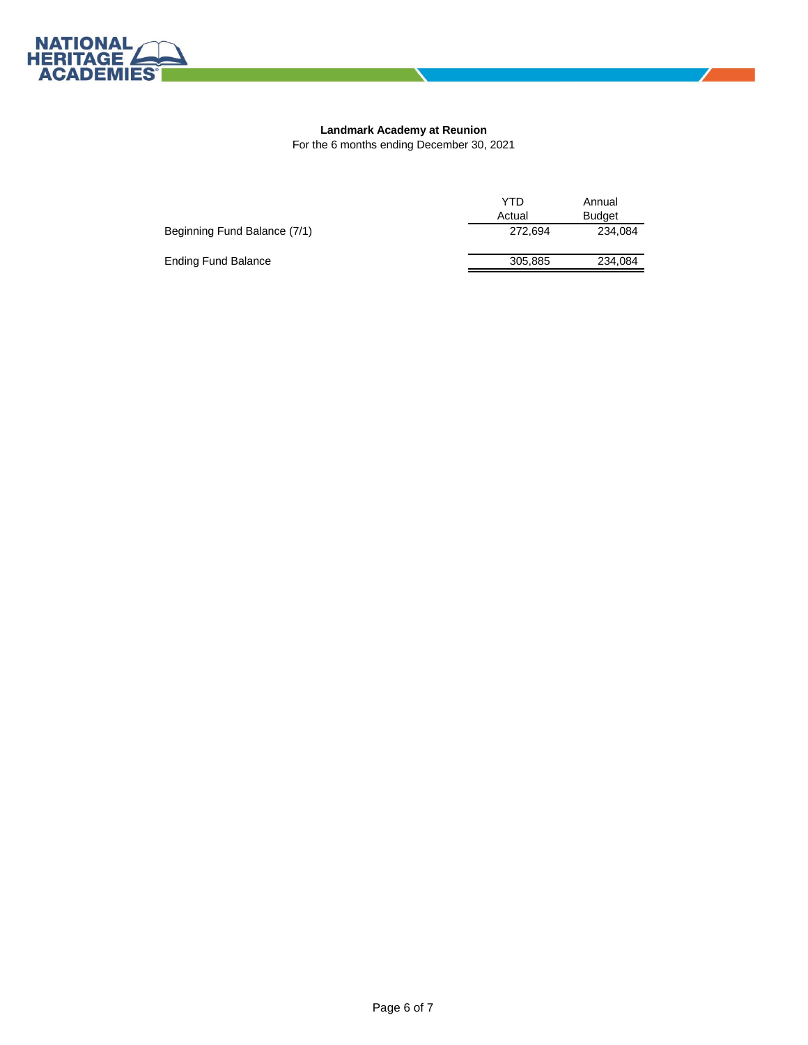**Landmark Academy at Reunion**

For the 6 months ending December 30, 2021

| | YTD Actual | Annual Budget |
|---|---|---|
| Beginning Fund Balance (7/1) | 272,694 | 234,084 |
| Ending Fund Balance | 305,885 | 234,084 |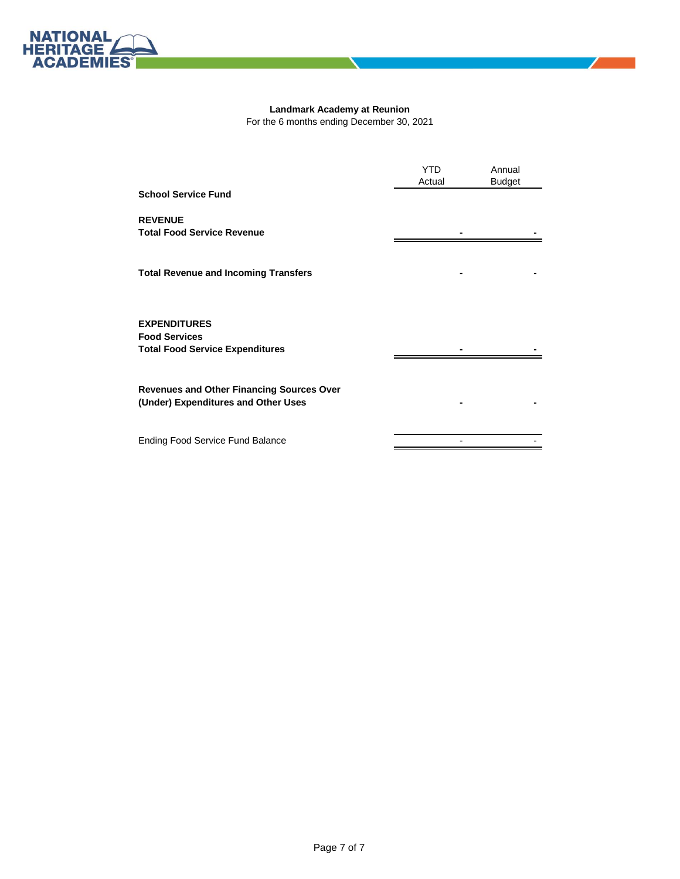**Landmark Academy at Reunion**
For the 6 months ending December 30, 2021

| | YTD Actual | Annual Budget |
|---|---|---|
| **School Service Fund** | | |
| **REVENUE** | | |
| **Total Food Service Revenue** | **-** | **-** |
| **Total Revenue and Incoming Transfers** | **-** | **-** |
| **EXPENDITURES** | | |
| **Food Services** | | |
| **Total Food Service Expenditures** | **-** | **-** |
| **Revenues and Other Financing Sources Over (Under) Expenditures and Other Uses** | **-** | **-** |
| Ending Food Service Fund Balance | - | - |